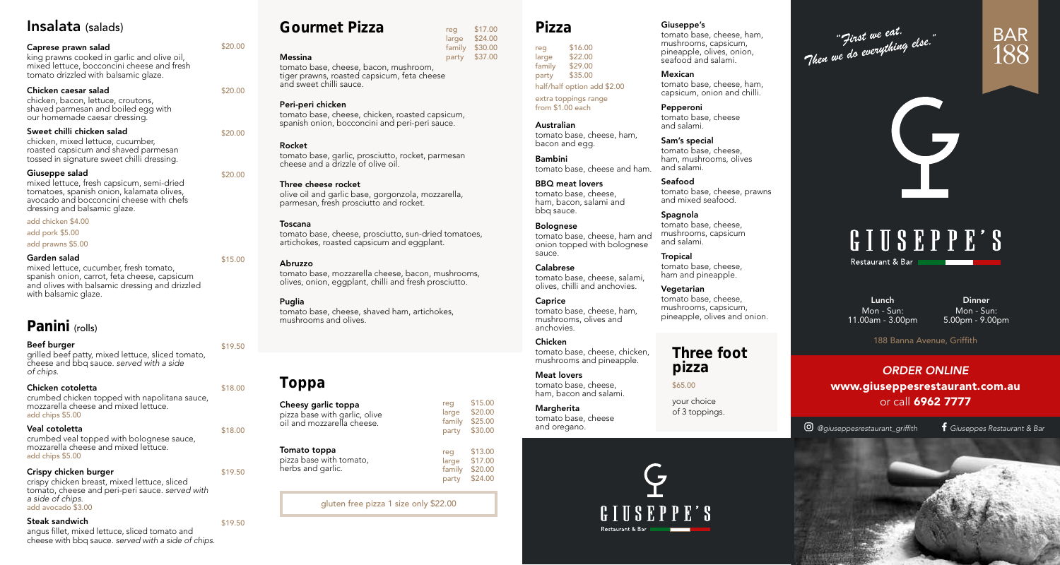# Insalata (salads)

**Caprese prawn salad** $20.00
king prawns cooked in garlic and olive oil, mixed lettuce, bocconcini cheese and fresh tomato drizzled with balsamic glaze.

**Chicken caesar salad** $20.00
chicken, bacon, lettuce, croutons, shaved parmesan and boiled egg with our homemade caesar dressing.

**Sweet chilli chicken salad** $20.00
chicken, mixed lettuce, cucumber, roasted capsicum and shaved parmesan tossed in signature sweet chilli dressing.

**Giuseppe salad** $20.00
mixed lettuce, fresh capsicum, semi-dried tomatoes, spanish onion, kalamata olives, avocado and bocconcini cheese with chefs dressing and balsamic glaze.

add chicken $4.00
add pork $5.00
add prawns $5.00

**Garden salad** $15.00
mixed lettuce, cucumber, fresh tomato, spanish onion, carrot, feta cheese, capsicum and olives with balsamic dressing and drizzled with balsamic glaze.

# Panini (rolls)

**Beef burger** $19.50
grilled beef patty, mixed lettuce, sliced tomato, cheese and bbq sauce. *served with a side of chips.*

**Chicken cotoletta** $18.00
crumbed chicken topped with napolitana sauce, mozzarella cheese and mixed lettuce.
add chips $5.00

**Veal cotoletta** $18.00
crumbed veal topped with bolognese sauce, mozzarella cheese and mixed lettuce.
add chips $5.00

**Crispy chicken burger** $19.50
crispy chicken breast, mixed lettuce, sliced tomato, cheese and peri-peri sauce. *served with a side of chips.*
add avocado $3.00

**Steak sandwich** $19.50
angus fillet, mixed lettuce, sliced tomato and cheese with bbq sauce. *served with a side of chips.*

# Gourmet Pizza

| | |
|---|---|
| reg | $17.00 |
| large | $24.00 |
| family | $30.00 |
| party | $37.00 |

**Messina**
tomato base, cheese, bacon, mushroom, tiger prawns, roasted capsicum, feta cheese and sweet chilli sauce.

**Peri-peri chicken**
tomato base, cheese, chicken, roasted capsicum, spanish onion, bocconcini and peri-peri sauce.

**Rocket**
tomato base, garlic, prosciutto, rocket, parmesan cheese and a drizzle of olive oil.

**Three cheese rocket**
olive oil and garlic base, gorgonzola, mozzarella, parmesan, fresh prosciutto and rocket.

**Toscana**
tomato base, cheese, prosciutto, sun-dried tomatoes, artichokes, roasted capsicum and eggplant.

**Abruzzo**
tomato base, mozzarella cheese, bacon, mushrooms, olives, onion, eggplant, chilli and fresh prosciutto.

**Puglia**
tomato base, cheese, shaved ham, artichokes, mushrooms and olives.

# Toppa

**Cheesy garlic toppa**
pizza base with garlic, olive oil and mozzarella cheese.

| | |
|---|---|
| reg | $15.00 |
| large | $20.00 |
| family | $25.00 |
| party | $30.00 |

**Tomato toppa**
pizza base with tomato, herbs and garlic.

| | |
|---|---|
| reg | $13.00 |
| large | $17.00 |
| family | $20.00 |
| party | $24.00 |

gluten free pizza 1 size only $22.00

# Pizza

| | |
|---|---|
| reg | $16.00 |
| large | $22.00 |
| family | $29.00 |
| party | $35.00 |

half/half option add $2.00

extra toppings range from $1.00 each

**Australian**
tomato base, cheese, ham, bacon and egg.

**Bambini**
tomato base, cheese and ham.

**BBQ meat lovers**
tomato base, cheese, ham, bacon, salami and bbq sauce.

**Bolognese**
tomato base, cheese, ham and onion topped with bolognese sauce.

**Calabrese**
tomato base, cheese, salami, olives, chilli and anchovies.

**Caprice**
tomato base, cheese, ham, mushrooms, olives and anchovies.

**Chicken**
tomato base, cheese, chicken, mushrooms and pineapple.

**Meat lovers**
tomato base, cheese, ham, bacon and salami.

**Margherita**
tomato base, cheese and oregano.

**Giuseppe's**
tomato base, cheese, ham, mushrooms, capsicum, pineapple, olives, onion, seafood and salami.

**Mexican**
tomato base, cheese, ham, capsicum, onion and chilli.

**Pepperoni**
tomato base, cheese and salami.

**Sam's special**
tomato base, cheese, ham, mushrooms, olives and salami.

**Seafood**
tomato base, cheese, prawns and mixed seafood.

**Spagnola**
tomato base, cheese, mushrooms, capsicum and salami.

**Tropical**
tomato base, cheese, ham and pineapple.

**Vegetarian**
tomato base, cheese, mushrooms, capsicum, pineapple, olives and onion.

## Three foot pizza

$65.00

your choice of 3 toppings.

GIUSEPPE'S
Restaurant & Bar

*"First we eat. Then we do everything else."*

BAR 188

GIUSEPPE'S
Restaurant & Bar

**Lunch**
Mon - Sun:
11.00am - 3.00pm

**Dinner**
Mon - Sun:
5.00pm - 9.00pm

188 Banna Avenue, Griffith

*ORDER ONLINE*
**www.giuseppesrestaurant.com.au**
or call **6962 7777**

*@giuseppesrestaurant_griffith*
*Giuseppes Restaurant & Bar*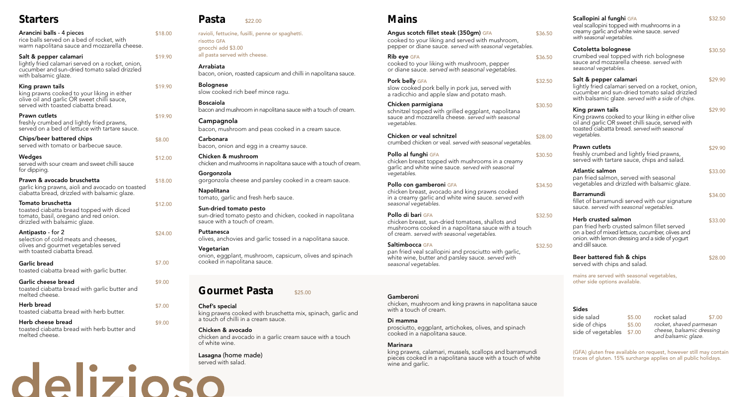## Starters

**Arancini balls** - 4 pieces — $18.00
rice balls served on a bed of rocket, with warm napolitana sauce and mozzarella cheese.

**Salt & pepper calamari** — $19.90
lightly fried calamari served on a rocket, onion, cucumber and sun-dried tomato salad drizzled with balsamic glaze.

**King prawn tails** — $19.90
king prawns cooked to your liking in either olive oil and garlic OR sweet chilli sauce, served with toasted ciabatta bread.

**Prawn cutlets** — $19.90
freshly crumbed and lightly fried prawns, served on a bed of lettuce with tartare sauce.

**Chips/beer battered chips** — $8.00
served with tomato or barbecue sauce.

**Wedges** — $12.00
served with sour cream and sweet chilli sauce for dipping.

**Prawn & avocado bruschetta** — $18.00
garlic king prawns, aioli and avocado on toasted ciabatta bread, drizzled with balsamic glaze.

**Tomato bruschetta** — $12.00
toasted ciabatta bread topped with diced tomato, basil, oregano and red onion. drizzled with balsamic glaze.

**Antipasto** - for 2 — $24.00
selection of cold meats and cheeses, olives and gourmet vegetables served with toasted ciabatta bread.

**Garlic bread** — $7.00
toasted ciabatta bread with garlic butter.

**Garlic cheese bread** — $9.00
toasted ciabatta bread with garlic butter and melted cheese.

**Herb bread** — $7.00
toasted ciabatta bread with herb butter.

**Herb cheese bread** — $9.00
toasted ciabatta bread with herb butter and melted cheese.

## Pasta — $22.00

ravioli, fettucine, fusilli, penne or spaghetti.
risotto GFA
gnocchi add $3.00
all pasta served with cheese.

**Arrabiata**
bacon, onion, roasted capsicum and chilli in napolitana sauce.

**Bolognese**
slow cooked rich beef mince ragu.

**Boscaiola**
bacon and mushroom in napolitana sauce with a touch of cream.

**Campagnola**
bacon, mushroom and peas cooked in a cream sauce.

**Carbonara**
bacon, onion and egg in a creamy sauce.

**Chicken & mushroom**
chicken and mushrooms in napolitana sauce with a touch of cream.

**Gorgonzola**
gorgonzola cheese and parsley cooked in a cream sauce.

**Napolitana**
tomato, garlic and fresh herb sauce.

**Sun-dried tomato pesto**
sun-dried tomato pesto and chicken, cooked in napolitana sauce with a touch of cream.

**Puttanesca**
olives, anchovies and garlic tossed in a napolitana sauce.

**Vegetarian**
onion, eggplant, mushroom, capsicum, olives and spinach cooked in napolitana sauce.

## Gourmet Pasta — $25.00

**Chef's special**
king prawns cooked with bruschetta mix, spinach, garlic and a touch of chilli in a cream sauce.

**Chicken & avocado**
chicken and avocado in a garlic cream sauce with a touch of white wine.

**Lasagna** (home made)
served with salad.

**Gamberoni**
chicken, mushroom and king prawns in napolitana sauce with a touch of cream.

**Di mamma**
prosciutto, eggplant, artichokes, olives, and spinach cooked in a napolitana sauce.

**Marinara**
king prawns, calamari, mussels, scallops and barramundi pieces cooked in a napolitana sauce with a touch of white wine and garlic.

## Mains

**Angus scotch fillet steak (350gm)** GFA — $36.50
cooked to your liking and served with mushroom, pepper or diane sauce. *served with seasonal vegetables.*

**Rib eye** GFA — $36.50
cooked to your liking with mushroom, pepper or diane sauce. *served with seasonal vegetables.*

**Pork belly** GFA — $32.50
slow cooked pork belly in pork jus, served with a radicchio and apple slaw and potato mash.

**Chicken parmigiana** — $30.50
schnitzel topped with grilled eggplant, napolitana sauce and mozzarella cheese. *served with seasonal vegetables.*

**Chicken or veal schnitzel** — $28.00
crumbed chicken or veal. *served with seasonal vegetables.*

**Pollo al funghi** GFA — $30.50
chicken breast topped with mushrooms in a creamy garlic and white wine sauce. *served with seasonal vegetables.*

**Pollo con gamberoni** GFA — $34.50
chicken breast, avocado and king prawns cooked in a creamy garlic and white wine sauce. *served with seasonal vegetables.*

**Pollo di bari** GFA — $32.50
chicken breast, sun-dried tomatoes, shallots and mushrooms cooked in a napolitana sauce with a touch of cream. *served with seasonal vegetables.*

**Saltimbocca** GFA — $32.50
pan fried veal scallopini and prosciutto with garlic, white wine, butter and parsley sauce. *served with seasonal vegetables.*

**Scallopini al funghi** GFA — $32.50
veal scallopini topped with mushrooms in a creamy garlic and white wine sauce. *served with seasonal vegetables.*

**Cotoletta bolognese** — $30.50
crumbed veal topped with rich bolognese sauce and mozzarella cheese. *served with seasonal vegetables.*

**Salt & pepper calamari** — $29.90
lightly fried calamari served on a rocket, onion, cucumber and sun-dried tomato salad drizzled with balsamic glaze. *served with a side of chips.*

**King prawn tails** — $29.90
King prawns cooked to your liking in either olive oil and garlic OR sweet chilli sauce, served with toasted ciabatta bread. *served with seasonal vegetables.*

**Prawn cutlets** — $29.90
freshly crumbed and lightly fried prawns, served with tartare sauce, chips and salad.

**Atlantic salmon** — $33.00
pan fried salmon, served with seasonal vegetables and drizzled with balsamic glaze.

**Barramundi** — $34.00
fillet of barramundi served with our signature sauce. *served with seasonal vegetables.*

**Herb crusted salmon** — $33.00
pan fried herb crusted salmon fillet served on a bed of mixed lettuce, cucumber, olives and onion. with lemon dressing and a side of yogurt and dill sauce.

**Beer battered fish & chips** — $28.00
served with chips and salad.

mains are served with seasonal vegetables, other side options available.

### Sides

| | |
|---|---|
| side salad | $5.00 |
| side of chips | $5.00 |
| side of vegetables | $7.00 |
| rocket salad | $7.00 |

*rocket, shaved parmesan cheese, balsamic dressing and balsamic glaze.*

(GFA) gluten free available on request, however still may contain traces of gluten. 15% surcharge applies on all public holidays.

# delizioso